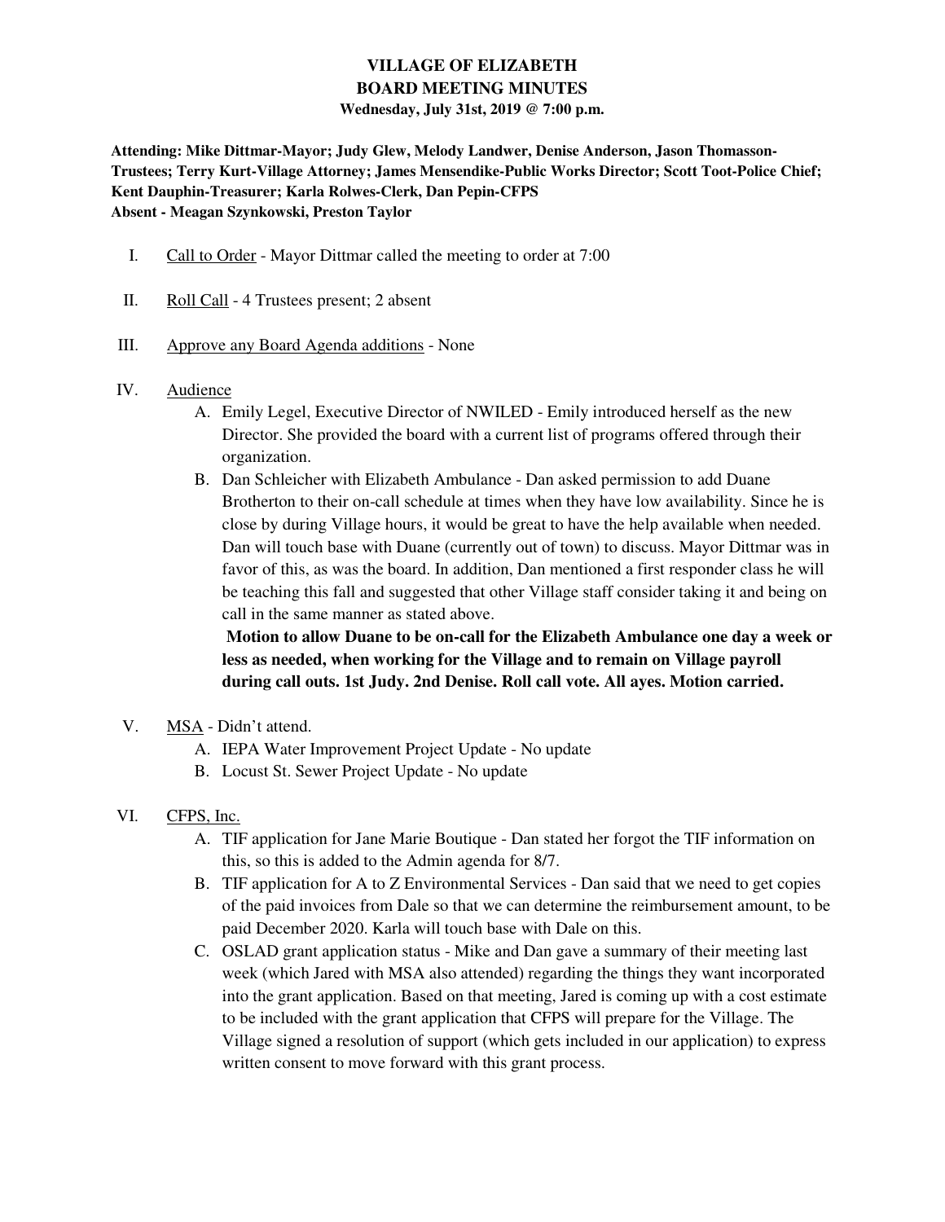# VILLAGE OF ELIZABETH
## BOARD MEETING MINUTES
**Wednesday, July 31st, 2019 @ 7:00 p.m.**

**Attending: Mike Dittmar-Mayor; Judy Glew, Melody Landwer, Denise Anderson, Jason Thomasson-Trustees; Terry Kurt-Village Attorney; James Mensendike-Public Works Director; Scott Toot-Police Chief; Kent Dauphin-Treasurer; Karla Rolwes-Clerk, Dan Pepin-CFPS**
**Absent - Meagan Szynkowski, Preston Taylor**

I. Call to Order - Mayor Dittmar called the meeting to order at 7:00

II. Roll Call - 4 Trustees present; 2 absent

III. Approve any Board Agenda additions - None

IV. Audience
   A. Emily Legel, Executive Director of NWILED - Emily introduced herself as the new Director. She provided the board with a current list of programs offered through their organization.
   B. Dan Schleicher with Elizabeth Ambulance - Dan asked permission to add Duane Brotherton to their on-call schedule at times when they have low availability. Since he is close by during Village hours, it would be great to have the help available when needed. Dan will touch base with Duane (currently out of town) to discuss. Mayor Dittmar was in favor of this, as was the board. In addition, Dan mentioned a first responder class he will be teaching this fall and suggested that other Village staff consider taking it and being on call in the same manner as stated above.
   **Motion to allow Duane to be on-call for the Elizabeth Ambulance one day a week or less as needed, when working for the Village and to remain on Village payroll during call outs. 1st Judy. 2nd Denise. Roll call vote. All ayes. Motion carried.**

V. MSA - Didn't attend.
   A. IEPA Water Improvement Project Update - No update
   B. Locust St. Sewer Project Update - No update

VI. CFPS, Inc.
   A. TIF application for Jane Marie Boutique - Dan stated her forgot the TIF information on this, so this is added to the Admin agenda for 8/7.
   B. TIF application for A to Z Environmental Services - Dan said that we need to get copies of the paid invoices from Dale so that we can determine the reimbursement amount, to be paid December 2020. Karla will touch base with Dale on this.
   C. OSLAD grant application status - Mike and Dan gave a summary of their meeting last week (which Jared with MSA also attended) regarding the things they want incorporated into the grant application. Based on that meeting, Jared is coming up with a cost estimate to be included with the grant application that CFPS will prepare for the Village. The Village signed a resolution of support (which gets included in our application) to express written consent to move forward with this grant process.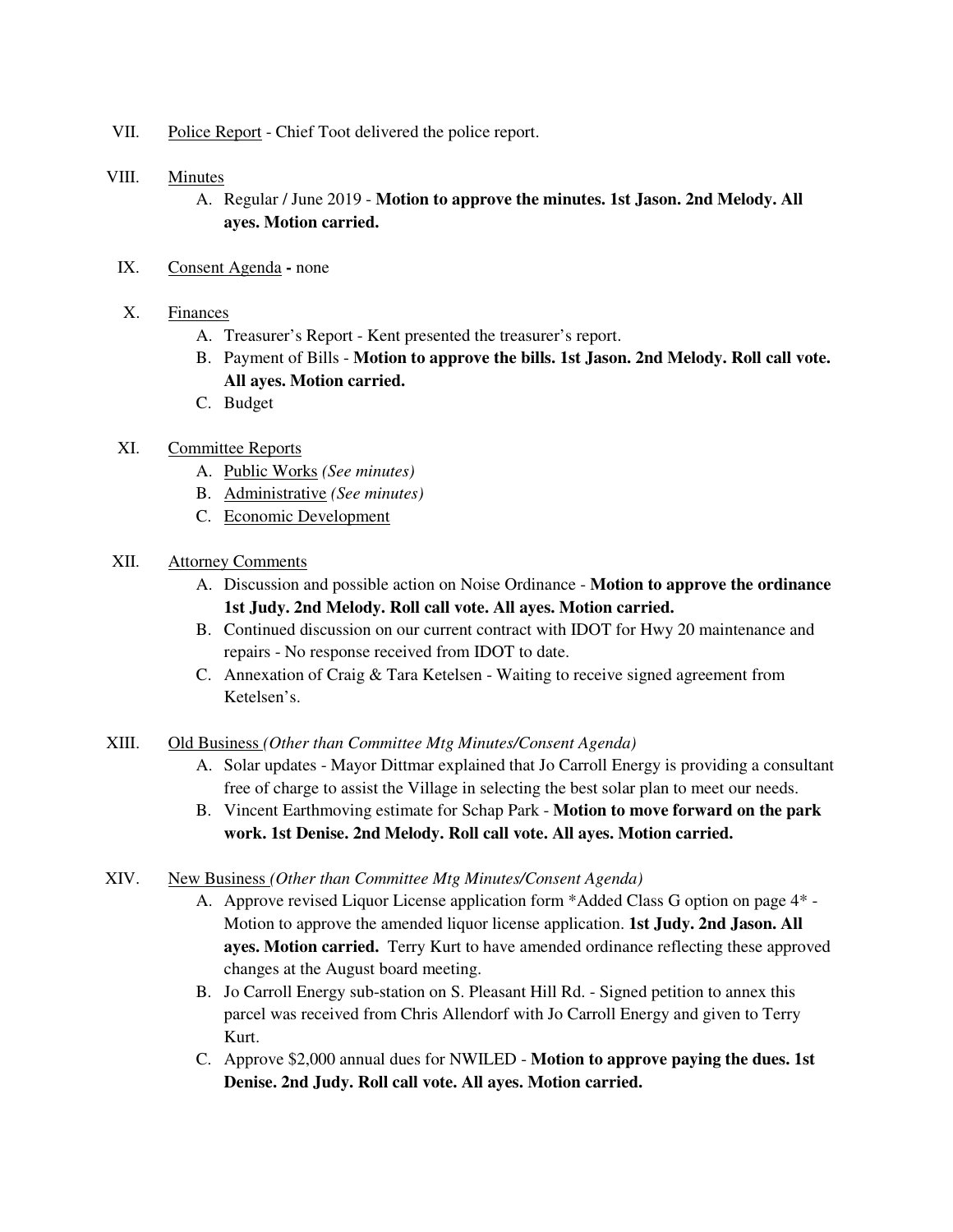VII. <u>Police Report</u> - Chief Toot delivered the police report.

VIII. <u>Minutes</u>

A. Regular / June 2019 - **Motion to approve the minutes. 1st Jason. 2nd Melody. All ayes. Motion carried.**

IX. <u>Consent Agenda</u> **-** none

X. <u>Finances</u>

A. Treasurer's Report - Kent presented the treasurer's report.

B. Payment of Bills - **Motion to approve the bills. 1st Jason. 2nd Melody. Roll call vote. All ayes. Motion carried.**

C. Budget

XI. <u>Committee Reports</u>

A. <u>Public Works</u> *(See minutes)*

B. <u>Administrative</u> *(See minutes)*

C. <u>Economic Development</u>

XII. <u>Attorney Comments</u>

A. Discussion and possible action on Noise Ordinance - **Motion to approve the ordinance 1st Judy. 2nd Melody. Roll call vote. All ayes. Motion carried.**

B. Continued discussion on our current contract with IDOT for Hwy 20 maintenance and repairs - No response received from IDOT to date.

C. Annexation of Craig & Tara Ketelsen - Waiting to receive signed agreement from Ketelsen's.

XIII. <u>Old Business</u> *(Other than Committee Mtg Minutes/Consent Agenda)*

A. Solar updates - Mayor Dittmar explained that Jo Carroll Energy is providing a consultant free of charge to assist the Village in selecting the best solar plan to meet our needs.

B. Vincent Earthmoving estimate for Schap Park - **Motion to move forward on the park work. 1st Denise. 2nd Melody. Roll call vote. All ayes. Motion carried.**

XIV. <u>New Business</u> *(Other than Committee Mtg Minutes/Consent Agenda)*

A. Approve revised Liquor License application form *Added Class G option on page 4* - Motion to approve the amended liquor license application. **1st Judy. 2nd Jason. All ayes. Motion carried.** Terry Kurt to have amended ordinance reflecting these approved changes at the August board meeting.

B. Jo Carroll Energy sub-station on S. Pleasant Hill Rd. - Signed petition to annex this parcel was received from Chris Allendorf with Jo Carroll Energy and given to Terry Kurt.

C. Approve $2,000 annual dues for NWILED - **Motion to approve paying the dues. 1st Denise. 2nd Judy. Roll call vote. All ayes. Motion carried.**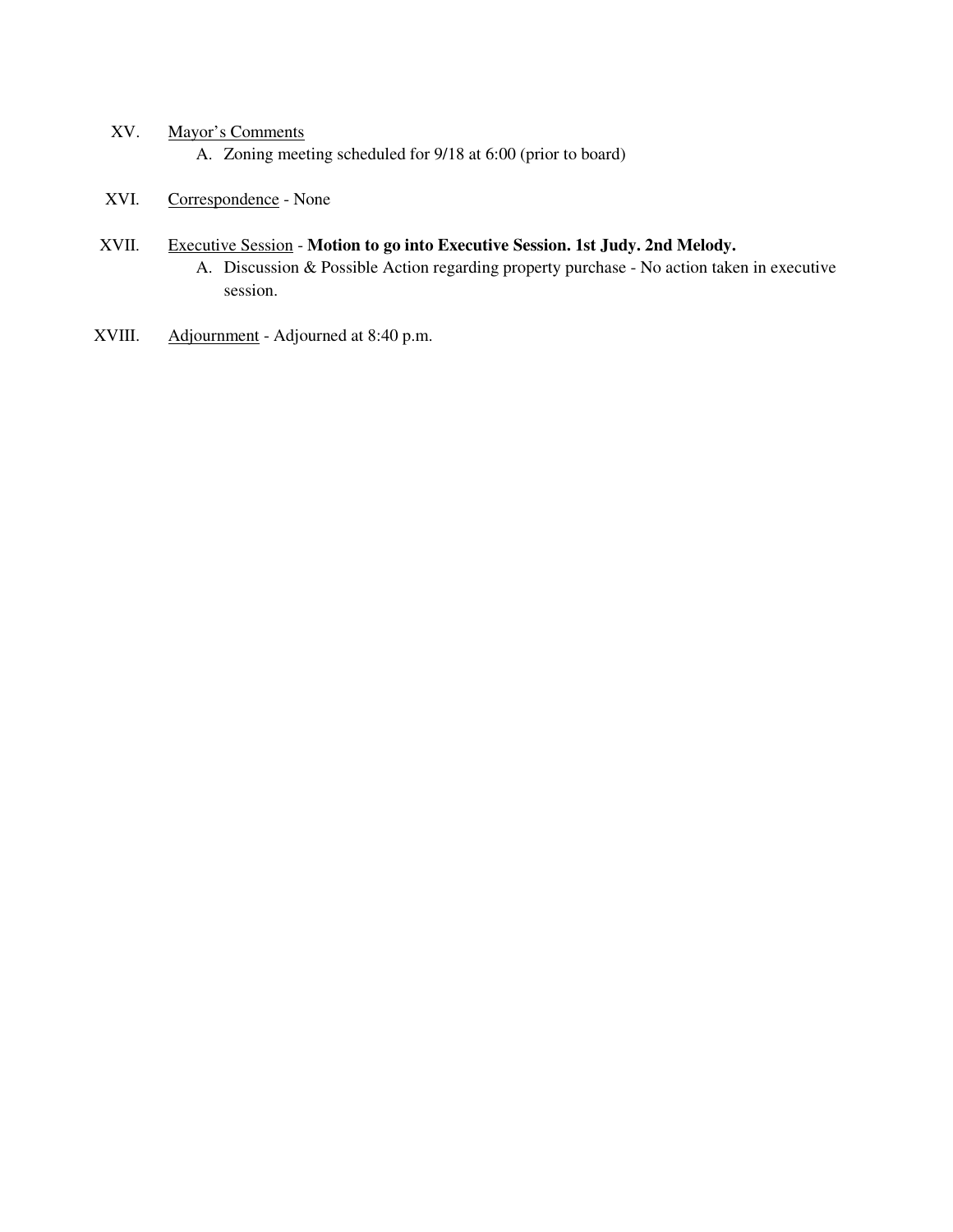XV. Mayor's Comments
   A. Zoning meeting scheduled for 9/18 at 6:00 (prior to board)

XVI. Correspondence - None

XVII. Executive Session - **Motion to go into Executive Session. 1st Judy. 2nd Melody.**
   A. Discussion & Possible Action regarding property purchase - No action taken in executive session.

XVIII. Adjournment - Adjourned at 8:40 p.m.